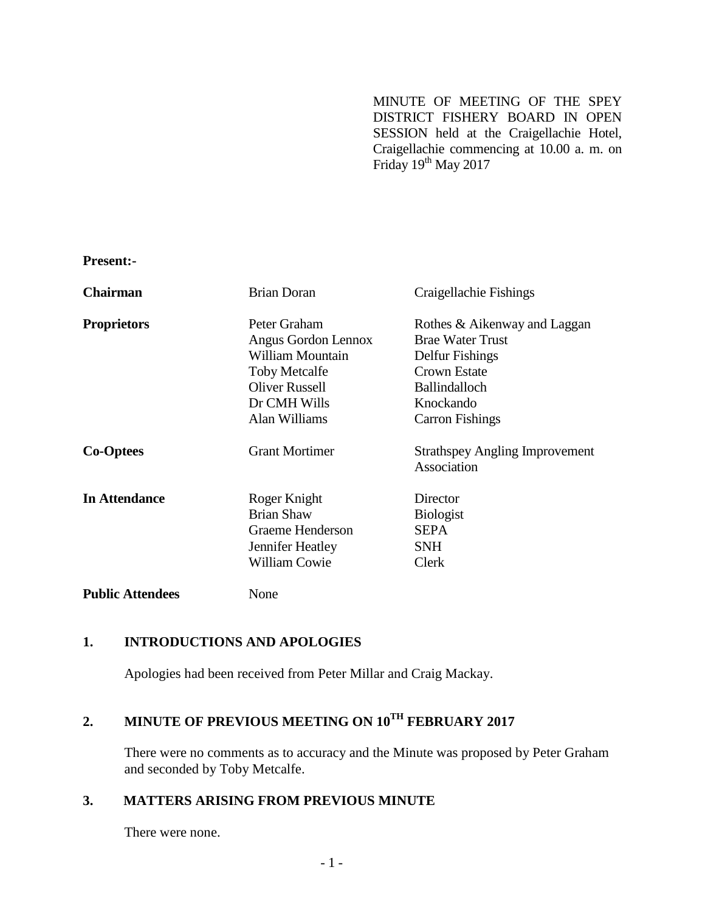MINUTE OF MEETING OF THE SPEY DISTRICT FISHERY BOARD IN OPEN SESSION held at the Craigellachie Hotel, Craigellachie commencing at 10.00 a. m. on Friday 19th May 2017

**Present:-**

| | | |
|---|---|---|
| **Chairman** | Brian Doran | Craigellachie Fishings |
| **Proprietors** | Peter Graham | Rothes & Aikenway and Laggan |
| | Angus Gordon Lennox | Brae Water Trust |
| | William Mountain | Delfur Fishings |
| | Toby Metcalfe | Crown Estate |
| | Oliver Russell | Ballindalloch |
| | Dr CMH Wills | Knockando |
| | Alan Williams | Carron Fishings |
| **Co-Optees** | Grant Mortimer | Strathspey Angling Improvement Association |
| **In Attendance** | Roger Knight | Director |
| | Brian Shaw | Biologist |
| | Graeme Henderson | SEPA |
| | Jennifer Heatley | SNH |
| | William Cowie | Clerk |
| **Public Attendees** | None | |

## 1. INTRODUCTIONS AND APOLOGIES

Apologies had been received from Peter Millar and Craig Mackay.

## 2. MINUTE OF PREVIOUS MEETING ON 10TH FEBRUARY 2017

There were no comments as to accuracy and the Minute was proposed by Peter Graham and seconded by Toby Metcalfe.

## 3. MATTERS ARISING FROM PREVIOUS MINUTE

There were none.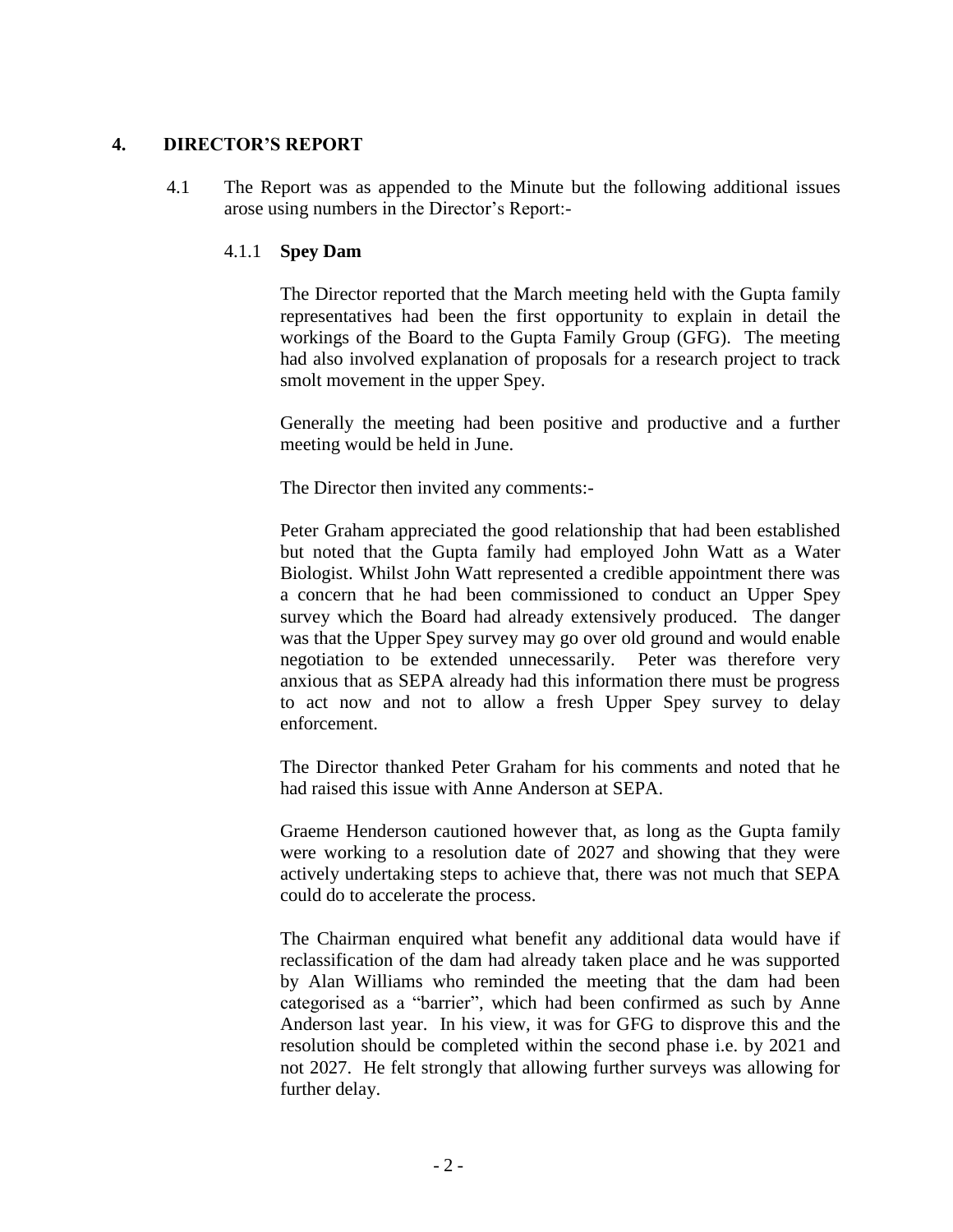## 4. DIRECTOR'S REPORT

4.1 The Report was as appended to the Minute but the following additional issues arose using numbers in the Director's Report:-

### 4.1.1 **Spey Dam**

The Director reported that the March meeting held with the Gupta family representatives had been the first opportunity to explain in detail the workings of the Board to the Gupta Family Group (GFG). The meeting had also involved explanation of proposals for a research project to track smolt movement in the upper Spey.

Generally the meeting had been positive and productive and a further meeting would be held in June.

The Director then invited any comments:-

Peter Graham appreciated the good relationship that had been established but noted that the Gupta family had employed John Watt as a Water Biologist. Whilst John Watt represented a credible appointment there was a concern that he had been commissioned to conduct an Upper Spey survey which the Board had already extensively produced. The danger was that the Upper Spey survey may go over old ground and would enable negotiation to be extended unnecessarily. Peter was therefore very anxious that as SEPA already had this information there must be progress to act now and not to allow a fresh Upper Spey survey to delay enforcement.

The Director thanked Peter Graham for his comments and noted that he had raised this issue with Anne Anderson at SEPA.

Graeme Henderson cautioned however that, as long as the Gupta family were working to a resolution date of 2027 and showing that they were actively undertaking steps to achieve that, there was not much that SEPA could do to accelerate the process.

The Chairman enquired what benefit any additional data would have if reclassification of the dam had already taken place and he was supported by Alan Williams who reminded the meeting that the dam had been categorised as a "barrier", which had been confirmed as such by Anne Anderson last year. In his view, it was for GFG to disprove this and the resolution should be completed within the second phase i.e. by 2021 and not 2027. He felt strongly that allowing further surveys was allowing for further delay.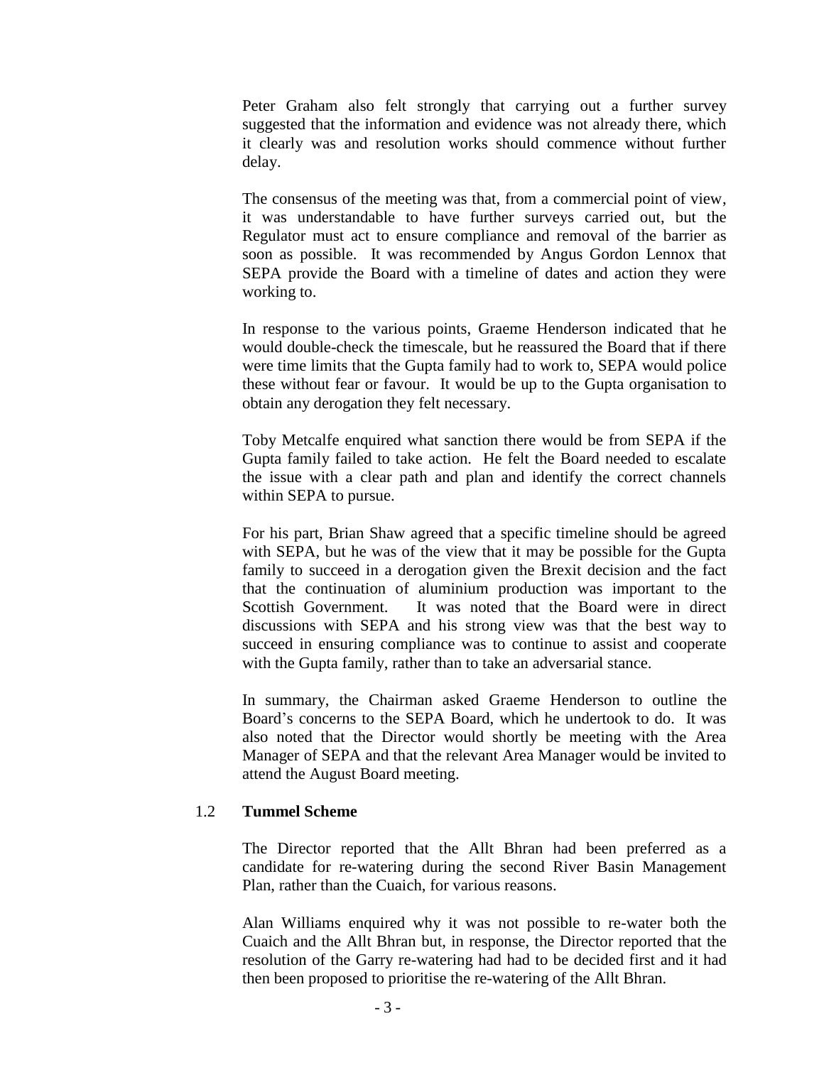Peter Graham also felt strongly that carrying out a further survey suggested that the information and evidence was not already there, which it clearly was and resolution works should commence without further delay.

The consensus of the meeting was that, from a commercial point of view, it was understandable to have further surveys carried out, but the Regulator must act to ensure compliance and removal of the barrier as soon as possible. It was recommended by Angus Gordon Lennox that SEPA provide the Board with a timeline of dates and action they were working to.

In response to the various points, Graeme Henderson indicated that he would double-check the timescale, but he reassured the Board that if there were time limits that the Gupta family had to work to, SEPA would police these without fear or favour. It would be up to the Gupta organisation to obtain any derogation they felt necessary.

Toby Metcalfe enquired what sanction there would be from SEPA if the Gupta family failed to take action. He felt the Board needed to escalate the issue with a clear path and plan and identify the correct channels within SEPA to pursue.

For his part, Brian Shaw agreed that a specific timeline should be agreed with SEPA, but he was of the view that it may be possible for the Gupta family to succeed in a derogation given the Brexit decision and the fact that the continuation of aluminium production was important to the Scottish Government. It was noted that the Board were in direct discussions with SEPA and his strong view was that the best way to succeed in ensuring compliance was to continue to assist and cooperate with the Gupta family, rather than to take an adversarial stance.

In summary, the Chairman asked Graeme Henderson to outline the Board's concerns to the SEPA Board, which he undertook to do. It was also noted that the Director would shortly be meeting with the Area Manager of SEPA and that the relevant Area Manager would be invited to attend the August Board meeting.

### 1.2 Tummel Scheme

The Director reported that the Allt Bhran had been preferred as a candidate for re-watering during the second River Basin Management Plan, rather than the Cuaich, for various reasons.

Alan Williams enquired why it was not possible to re-water both the Cuaich and the Allt Bhran but, in response, the Director reported that the resolution of the Garry re-watering had had to be decided first and it had then been proposed to prioritise the re-watering of the Allt Bhran.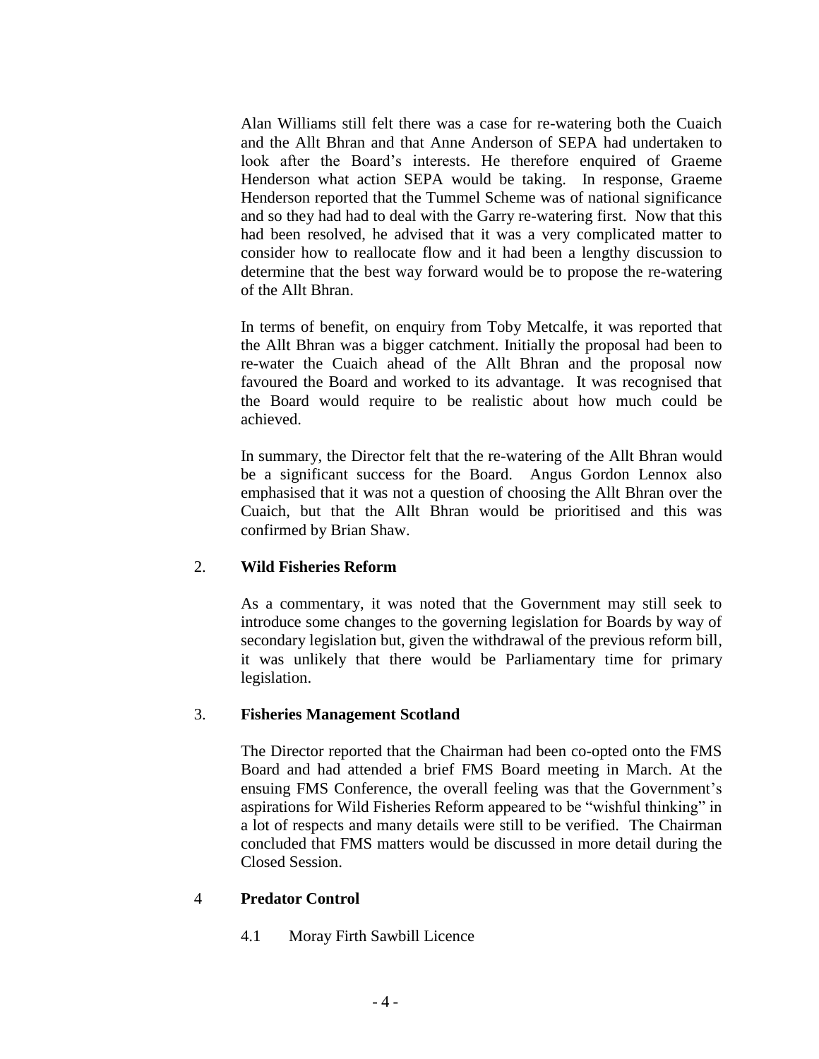Alan Williams still felt there was a case for re-watering both the Cuaich and the Allt Bhran and that Anne Anderson of SEPA had undertaken to look after the Board's interests. He therefore enquired of Graeme Henderson what action SEPA would be taking. In response, Graeme Henderson reported that the Tummel Scheme was of national significance and so they had had to deal with the Garry re-watering first. Now that this had been resolved, he advised that it was a very complicated matter to consider how to reallocate flow and it had been a lengthy discussion to determine that the best way forward would be to propose the re-watering of the Allt Bhran.

In terms of benefit, on enquiry from Toby Metcalfe, it was reported that the Allt Bhran was a bigger catchment. Initially the proposal had been to re-water the Cuaich ahead of the Allt Bhran and the proposal now favoured the Board and worked to its advantage. It was recognised that the Board would require to be realistic about how much could be achieved.

In summary, the Director felt that the re-watering of the Allt Bhran would be a significant success for the Board. Angus Gordon Lennox also emphasised that it was not a question of choosing the Allt Bhran over the Cuaich, but that the Allt Bhran would be prioritised and this was confirmed by Brian Shaw.

## 2. Wild Fisheries Reform

As a commentary, it was noted that the Government may still seek to introduce some changes to the governing legislation for Boards by way of secondary legislation but, given the withdrawal of the previous reform bill, it was unlikely that there would be Parliamentary time for primary legislation.

## 3. Fisheries Management Scotland

The Director reported that the Chairman had been co-opted onto the FMS Board and had attended a brief FMS Board meeting in March. At the ensuing FMS Conference, the overall feeling was that the Government's aspirations for Wild Fisheries Reform appeared to be "wishful thinking" in a lot of respects and many details were still to be verified. The Chairman concluded that FMS matters would be discussed in more detail during the Closed Session.

## 4 Predator Control

### 4.1 Moray Firth Sawbill Licence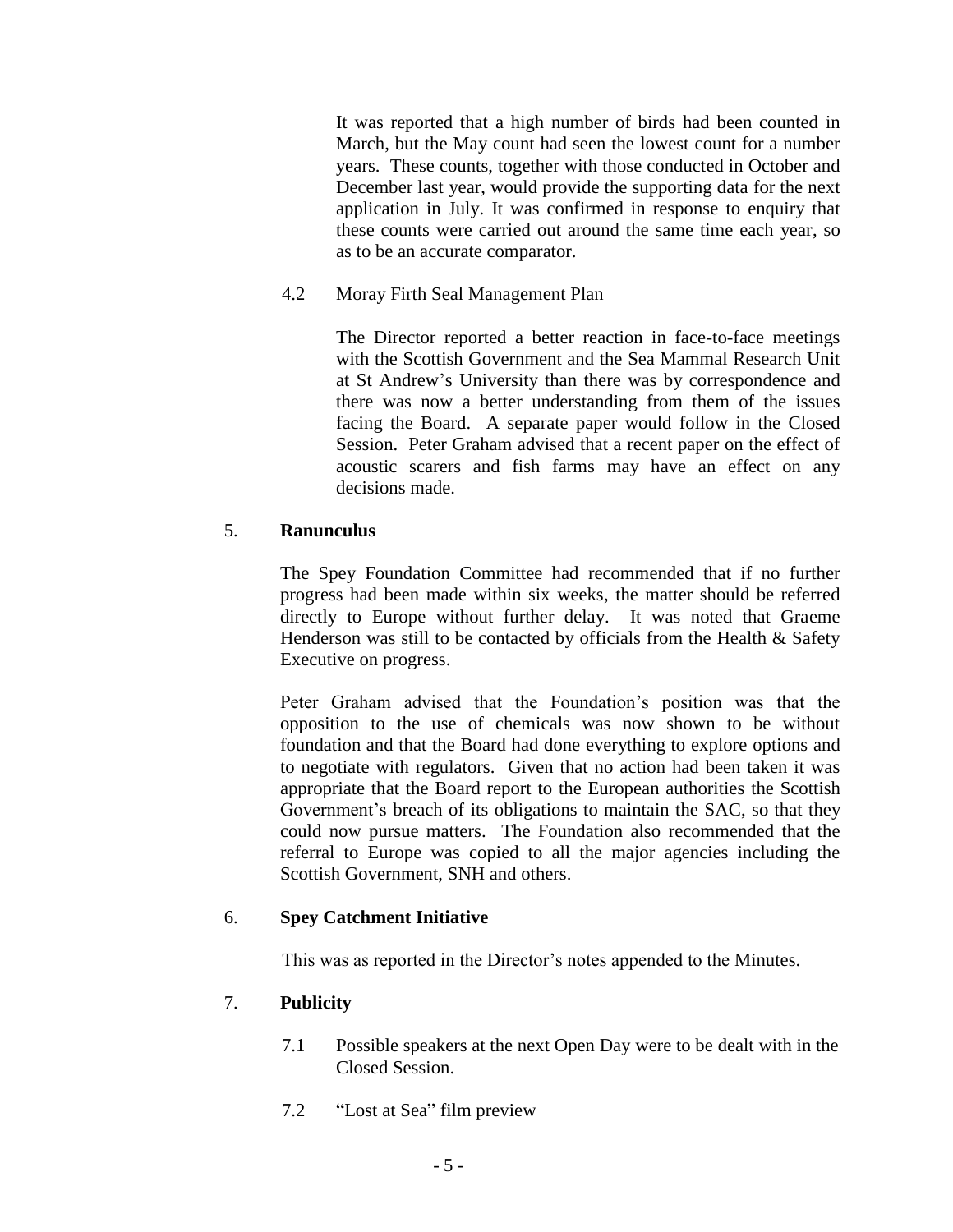It was reported that a high number of birds had been counted in March, but the May count had seen the lowest count for a number years. These counts, together with those conducted in October and December last year, would provide the supporting data for the next application in July. It was confirmed in response to enquiry that these counts were carried out around the same time each year, so as to be an accurate comparator.

4.2 Moray Firth Seal Management Plan

The Director reported a better reaction in face-to-face meetings with the Scottish Government and the Sea Mammal Research Unit at St Andrew's University than there was by correspondence and there was now a better understanding from them of the issues facing the Board. A separate paper would follow in the Closed Session. Peter Graham advised that a recent paper on the effect of acoustic scarers and fish farms may have an effect on any decisions made.

## 5. **Ranunculus**

The Spey Foundation Committee had recommended that if no further progress had been made within six weeks, the matter should be referred directly to Europe without further delay. It was noted that Graeme Henderson was still to be contacted by officials from the Health & Safety Executive on progress.

Peter Graham advised that the Foundation's position was that the opposition to the use of chemicals was now shown to be without foundation and that the Board had done everything to explore options and to negotiate with regulators. Given that no action had been taken it was appropriate that the Board report to the European authorities the Scottish Government's breach of its obligations to maintain the SAC, so that they could now pursue matters. The Foundation also recommended that the referral to Europe was copied to all the major agencies including the Scottish Government, SNH and others.

## 6. **Spey Catchment Initiative**

This was as reported in the Director's notes appended to the Minutes.

## 7. **Publicity**

7.1 Possible speakers at the next Open Day were to be dealt with in the Closed Session.

7.2 "Lost at Sea" film preview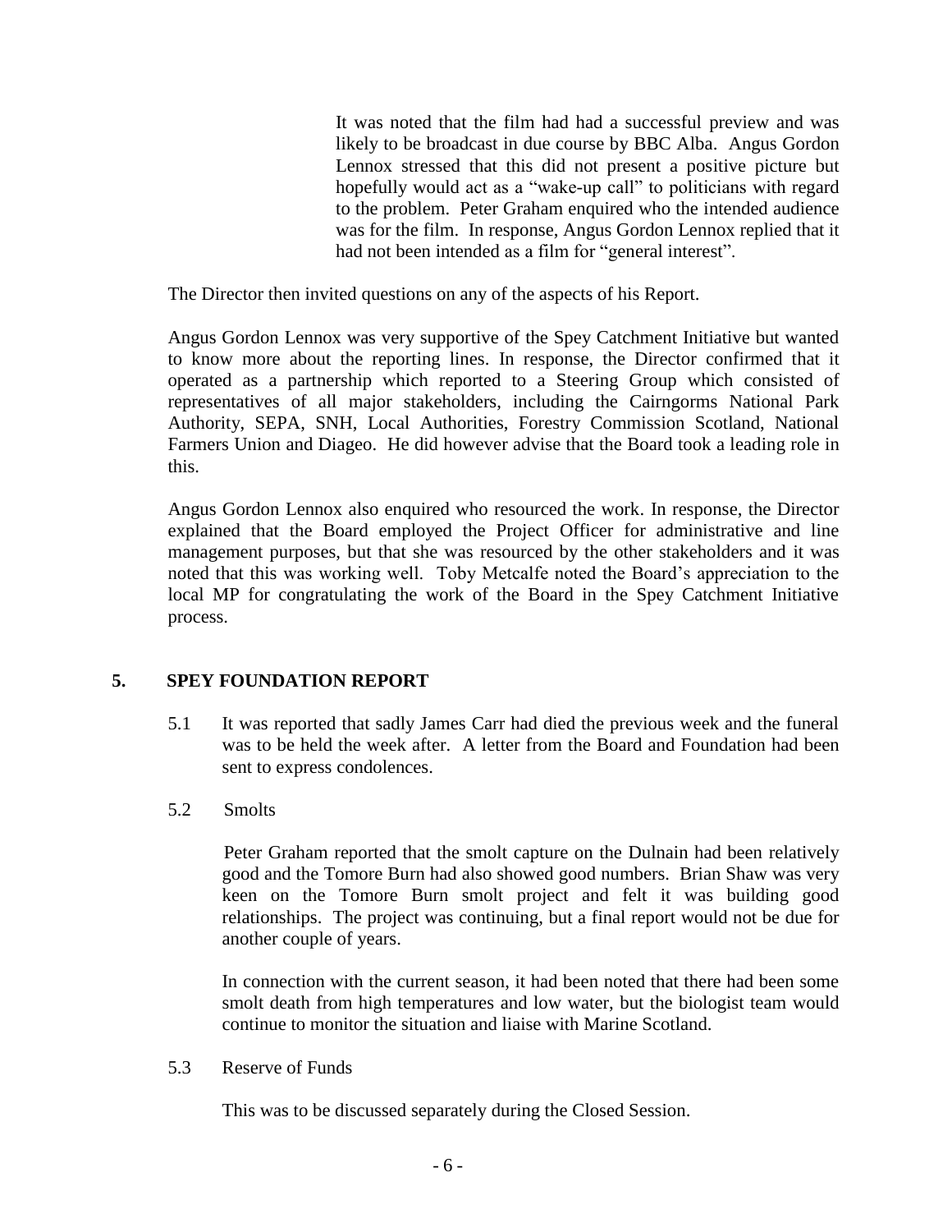It was noted that the film had had a successful preview and was likely to be broadcast in due course by BBC Alba. Angus Gordon Lennox stressed that this did not present a positive picture but hopefully would act as a "wake-up call" to politicians with regard to the problem. Peter Graham enquired who the intended audience was for the film. In response, Angus Gordon Lennox replied that it had not been intended as a film for "general interest".

The Director then invited questions on any of the aspects of his Report.

Angus Gordon Lennox was very supportive of the Spey Catchment Initiative but wanted to know more about the reporting lines. In response, the Director confirmed that it operated as a partnership which reported to a Steering Group which consisted of representatives of all major stakeholders, including the Cairngorms National Park Authority, SEPA, SNH, Local Authorities, Forestry Commission Scotland, National Farmers Union and Diageo. He did however advise that the Board took a leading role in this.

Angus Gordon Lennox also enquired who resourced the work. In response, the Director explained that the Board employed the Project Officer for administrative and line management purposes, but that she was resourced by the other stakeholders and it was noted that this was working well. Toby Metcalfe noted the Board's appreciation to the local MP for congratulating the work of the Board in the Spey Catchment Initiative process.

## 5. SPEY FOUNDATION REPORT

5.1 It was reported that sadly James Carr had died the previous week and the funeral was to be held the week after. A letter from the Board and Foundation had been sent to express condolences.

5.2 Smolts

Peter Graham reported that the smolt capture on the Dulnain had been relatively good and the Tomore Burn had also showed good numbers. Brian Shaw was very keen on the Tomore Burn smolt project and felt it was building good relationships. The project was continuing, but a final report would not be due for another couple of years.

In connection with the current season, it had been noted that there had been some smolt death from high temperatures and low water, but the biologist team would continue to monitor the situation and liaise with Marine Scotland.

5.3 Reserve of Funds

This was to be discussed separately during the Closed Session.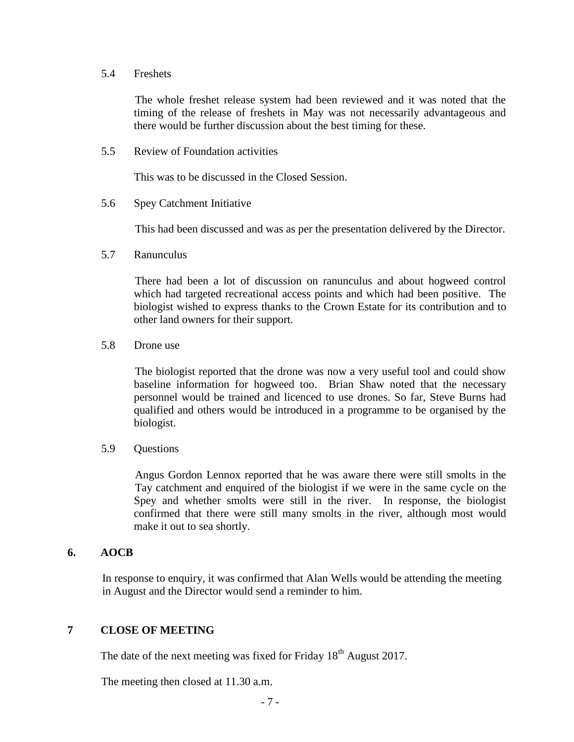5.4 Freshets

The whole freshet release system had been reviewed and it was noted that the timing of the release of freshets in May was not necessarily advantageous and there would be further discussion about the best timing for these.

5.5 Review of Foundation activities

This was to be discussed in the Closed Session.

5.6 Spey Catchment Initiative

This had been discussed and was as per the presentation delivered by the Director.

5.7 Ranunculus

There had been a lot of discussion on ranunculus and about hogweed control which had targeted recreational access points and which had been positive. The biologist wished to express thanks to the Crown Estate for its contribution and to other land owners for their support.

5.8 Drone use

The biologist reported that the drone was now a very useful tool and could show baseline information for hogweed too. Brian Shaw noted that the necessary personnel would be trained and licenced to use drones. So far, Steve Burns had qualified and others would be introduced in a programme to be organised by the biologist.

5.9 Questions

Angus Gordon Lennox reported that he was aware there were still smolts in the Tay catchment and enquired of the biologist if we were in the same cycle on the Spey and whether smolts were still in the river. In response, the biologist confirmed that there were still many smolts in the river, although most would make it out to sea shortly.

## 6. AOCB

In response to enquiry, it was confirmed that Alan Wells would be attending the meeting in August and the Director would send a reminder to him.

## 7 CLOSE OF MEETING

The date of the next meeting was fixed for Friday 18th August 2017.

The meeting then closed at 11.30 a.m.